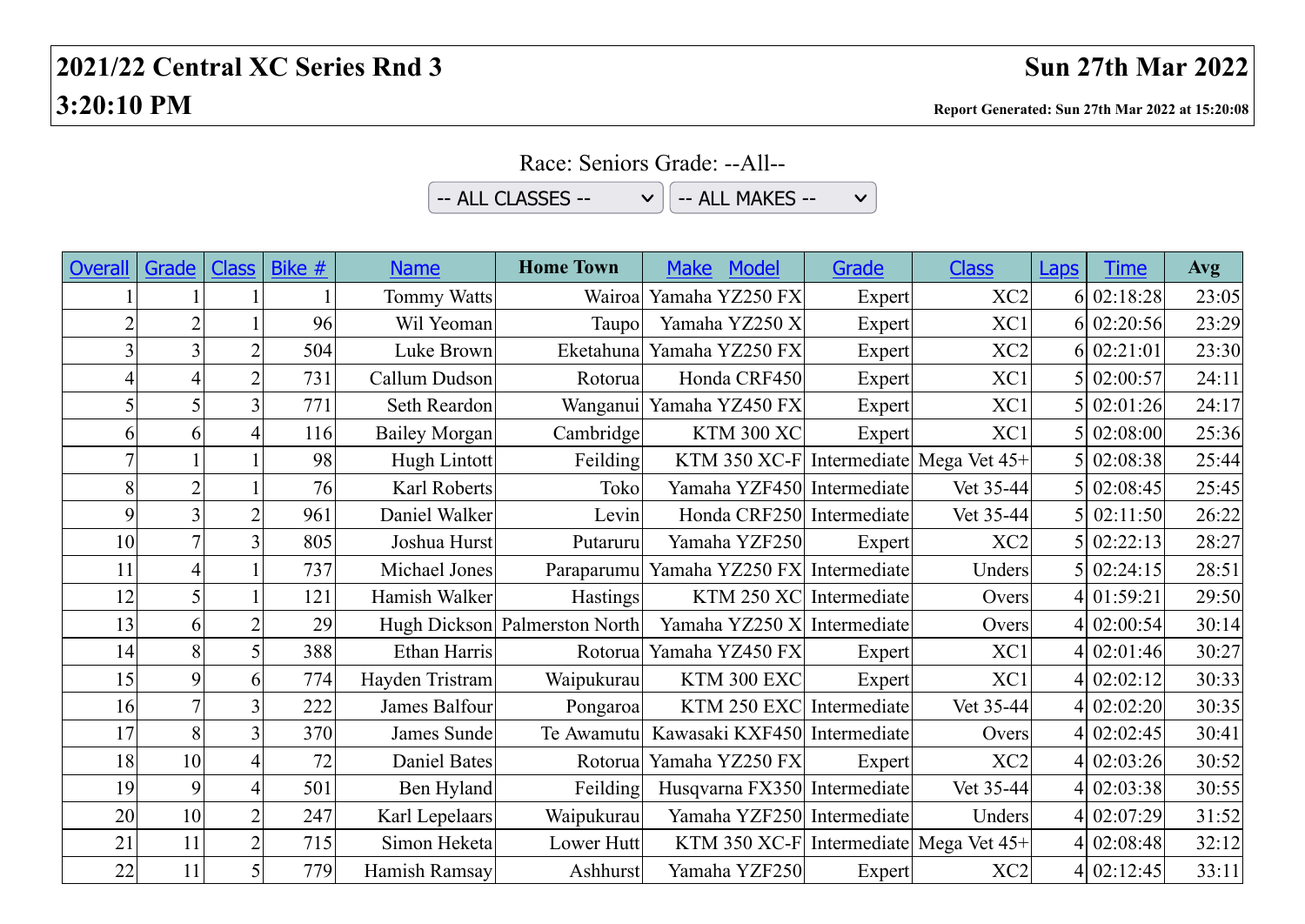# 2021/22 Central XC Series Rnd 3

**Sun 27th Mar 2022**

**3:20:10 PM**

**Report Generated: Sun 27th Mar 2022 at 15:20:08**

Race: Seniors Grade: --All--

-- ALL CLASSES -- | -- ALL MAKES --

| Overall | Grade | Class | Bike # | Name | Home Town | Make Model | Grade | Class | Laps | Time | Avg |
|---|---|---|---|---|---|---|---|---|---|---|---|
| 1 | 1 | 1 | 1 | Tommy Watts | Wairoa | Yamaha YZ250 FX | Expert | XC2 | 6 | 02:18:28 | 23:05 |
| 2 | 2 | 1 | 96 | Wil Yeoman | Taupo | Yamaha YZ250 X | Expert | XC1 | 6 | 02:20:56 | 23:29 |
| 3 | 3 | 2 | 504 | Luke Brown | Eketahuna | Yamaha YZ250 FX | Expert | XC2 | 6 | 02:21:01 | 23:30 |
| 4 | 4 | 2 | 731 | Callum Dudson | Rotorua | Honda CRF450 | Expert | XC1 | 5 | 02:00:57 | 24:11 |
| 5 | 5 | 3 | 771 | Seth Reardon | Wanganui | Yamaha YZ450 FX | Expert | XC1 | 5 | 02:01:26 | 24:17 |
| 6 | 6 | 4 | 116 | Bailey Morgan | Cambridge | KTM 300 XC | Expert | XC1 | 5 | 02:08:00 | 25:36 |
| 7 | 1 | 1 | 98 | Hugh Lintott | Feilding | KTM 350 XC-F | Intermediate | Mega Vet 45+ | 5 | 02:08:38 | 25:44 |
| 8 | 2 | 1 | 76 | Karl Roberts | Toko | Yamaha YZF450 | Intermediate | Vet 35-44 | 5 | 02:08:45 | 25:45 |
| 9 | 3 | 2 | 961 | Daniel Walker | Levin | Honda CRF250 | Intermediate | Vet 35-44 | 5 | 02:11:50 | 26:22 |
| 10 | 7 | 3 | 805 | Joshua Hurst | Putaruru | Yamaha YZF250 | Expert | XC2 | 5 | 02:22:13 | 28:27 |
| 11 | 4 | 1 | 737 | Michael Jones | Paraparumu | Yamaha YZ250 FX | Intermediate | Unders | 5 | 02:24:15 | 28:51 |
| 12 | 5 | 1 | 121 | Hamish Walker | Hastings | KTM 250 XC | Intermediate | Overs | 4 | 01:59:21 | 29:50 |
| 13 | 6 | 2 | 29 | Hugh Dickson | Palmerston North | Yamaha YZ250 X | Intermediate | Overs | 4 | 02:00:54 | 30:14 |
| 14 | 8 | 5 | 388 | Ethan Harris | Rotorua | Yamaha YZ450 FX | Expert | XC1 | 4 | 02:01:46 | 30:27 |
| 15 | 9 | 6 | 774 | Hayden Tristram | Waipukurau | KTM 300 EXC | Expert | XC1 | 4 | 02:02:12 | 30:33 |
| 16 | 7 | 3 | 222 | James Balfour | Pongaroa | KTM 250 EXC | Intermediate | Vet 35-44 | 4 | 02:02:20 | 30:35 |
| 17 | 8 | 3 | 370 | James Sunde | Te Awamutu | Kawasaki KXF450 | Intermediate | Overs | 4 | 02:02:45 | 30:41 |
| 18 | 10 | 4 | 72 | Daniel Bates | Rotorua | Yamaha YZ250 FX | Expert | XC2 | 4 | 02:03:26 | 30:52 |
| 19 | 9 | 4 | 501 | Ben Hyland | Feilding | Husqvarna FX350 | Intermediate | Vet 35-44 | 4 | 02:03:38 | 30:55 |
| 20 | 10 | 2 | 247 | Karl Lepelaars | Waipukurau | Yamaha YZF250 | Intermediate | Unders | 4 | 02:07:29 | 31:52 |
| 21 | 11 | 2 | 715 | Simon Heketa | Lower Hutt | KTM 350 XC-F | Intermediate | Mega Vet 45+ | 4 | 02:08:48 | 32:12 |
| 22 | 11 | 5 | 779 | Hamish Ramsay | Ashhurst | Yamaha YZF250 | Expert | XC2 | 4 | 02:12:45 | 33:11 |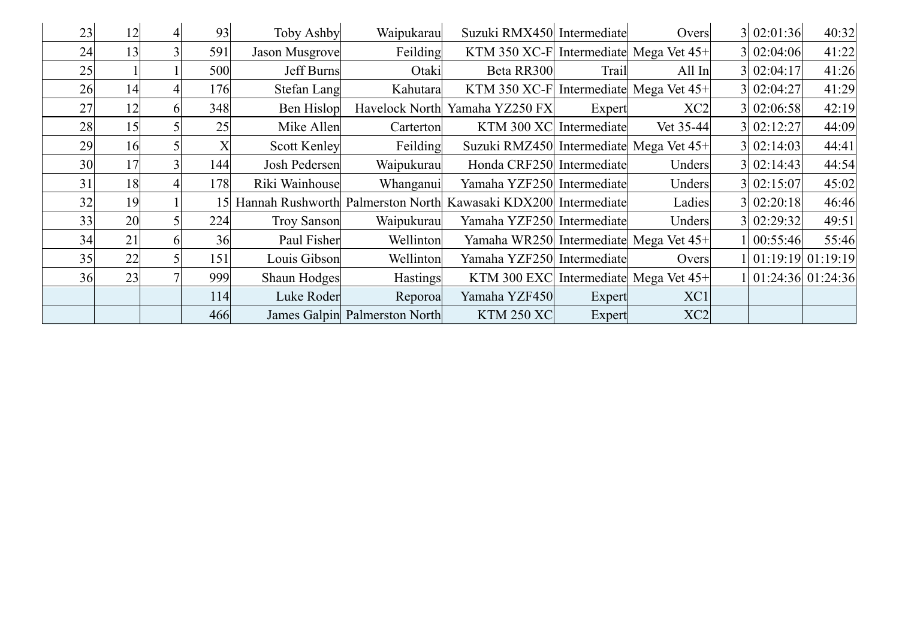| | | | | | | | | | | | |
|---|---|---|---|---|---|---|---|---|---|---|---|
| 23 | 12 | 4 | 93 | Toby Ashby | Waipukarau | Suzuki RMX450 | Intermediate | Overs | 3 | 02:01:36 | 40:32 |
| 24 | 13 | 3 | 591 | Jason Musgrove | Feilding | KTM 350 XC-F | Intermediate | Mega Vet 45+ | 3 | 02:04:06 | 41:22 |
| 25 | 1 | 1 | 500 | Jeff Burns | Otaki | Beta RR300 | Trail | All In | 3 | 02:04:17 | 41:26 |
| 26 | 14 | 4 | 176 | Stefan Lang | Kahutara | KTM 350 XC-F | Intermediate | Mega Vet 45+ | 3 | 02:04:27 | 41:29 |
| 27 | 12 | 6 | 348 | Ben Hislop | Havelock North | Yamaha YZ250 FX | Expert | XC2 | 3 | 02:06:58 | 42:19 |
| 28 | 15 | 5 | 25 | Mike Allen | Carterton | KTM 300 XC | Intermediate | Vet 35-44 | 3 | 02:12:27 | 44:09 |
| 29 | 16 | 5 | X | Scott Kenley | Feilding | Suzuki RMZ450 | Intermediate | Mega Vet 45+ | 3 | 02:14:03 | 44:41 |
| 30 | 17 | 3 | 144 | Josh Pedersen | Waipukurau | Honda CRF250 | Intermediate | Unders | 3 | 02:14:43 | 44:54 |
| 31 | 18 | 4 | 178 | Riki Wainhouse | Whanganui | Yamaha YZF250 | Intermediate | Unders | 3 | 02:15:07 | 45:02 |
| 32 | 19 | 1 | 15 | Hannah Rushworth | Palmerston North | Kawasaki KDX200 | Intermediate | Ladies | 3 | 02:20:18 | 46:46 |
| 33 | 20 | 5 | 224 | Troy Sanson | Waipukurau | Yamaha YZF250 | Intermediate | Unders | 3 | 02:29:32 | 49:51 |
| 34 | 21 | 6 | 36 | Paul Fisher | Wellinton | Yamaha WR250 | Intermediate | Mega Vet 45+ | 1 | 00:55:46 | 55:46 |
| 35 | 22 | 5 | 151 | Louis Gibson | Wellinton | Yamaha YZF250 | Intermediate | Overs | 1 | 01:19:19 | 01:19:19 |
| 36 | 23 | 7 | 999 | Shaun Hodges | Hastings | KTM 300 EXC | Intermediate | Mega Vet 45+ | 1 | 01:24:36 | 01:24:36 |
| | | | 114 | Luke Roder | Reporoa | Yamaha YZF450 | Expert | XC1 | | | |
| | | | 466 | James Galpin | Palmerston North | KTM 250 XC | Expert | XC2 | | | |